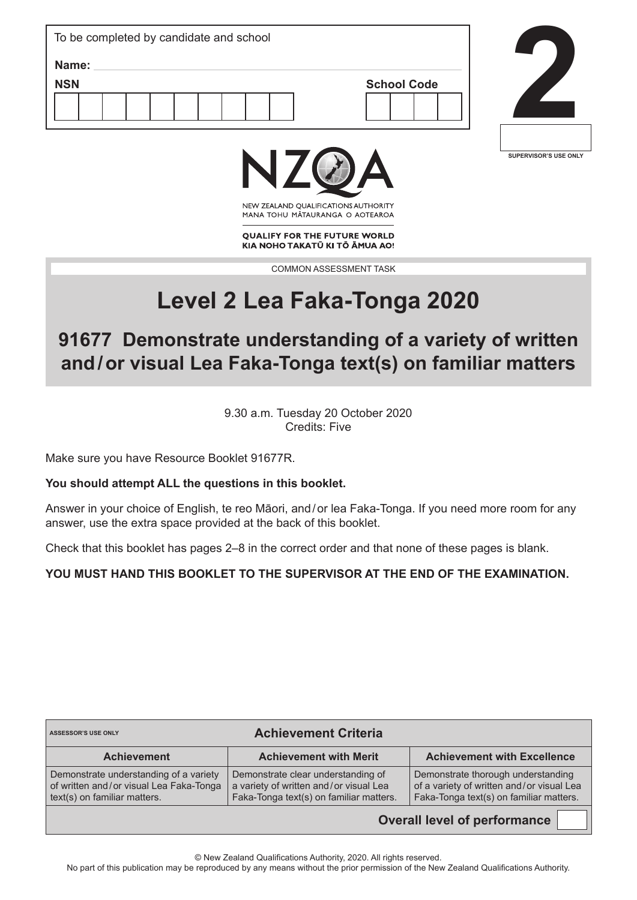To be completed by candidate and school

**Name:**

**NSN**

**School Code**

**2**

SUPERVISOR'S USE ONLY

NZQA

NEW ZEALAND QUALIFICATIONS AUTHORITY
MANA TOHU MĀTAURANGA O AOTEAROA

**QUALIFY FOR THE FUTURE WORLD**
**KIA NOHO TAKATŪ KI TŌ ĀMUA AO!**

COMMON ASSESSMENT TASK

# Level 2 Lea Faka-Tonga 2020

## 91677 Demonstrate understanding of a variety of written and / or visual Lea Faka-Tonga text(s) on familiar matters

9.30 a.m. Tuesday 20 October 2020
Credits: Five

Make sure you have Resource Booklet 91677R.

**You should attempt ALL the questions in this booklet.**

Answer in your choice of English, te reo Māori, and / or lea Faka-Tonga. If you need more room for any answer, use the extra space provided at the back of this booklet.

Check that this booklet has pages 2–8 in the correct order and that none of these pages is blank.

**YOU MUST HAND THIS BOOKLET TO THE SUPERVISOR AT THE END OF THE EXAMINATION.**

| ASSESSOR'S USE ONLY | Achievement Criteria | |
|---|---|---|
| **Achievement** | **Achievement with Merit** | **Achievement with Excellence** |
| Demonstrate understanding of a variety of written and / or visual Lea Faka-Tonga text(s) on familiar matters. | Demonstrate clear understanding of a variety of written and / or visual Lea Faka-Tonga text(s) on familiar matters. | Demonstrate thorough understanding of a variety of written and / or visual Lea Faka-Tonga text(s) on familiar matters. |
| | | **Overall level of performance** |

© New Zealand Qualifications Authority, 2020. All rights reserved.
No part of this publication may be reproduced by any means without the prior permission of the New Zealand Qualifications Authority.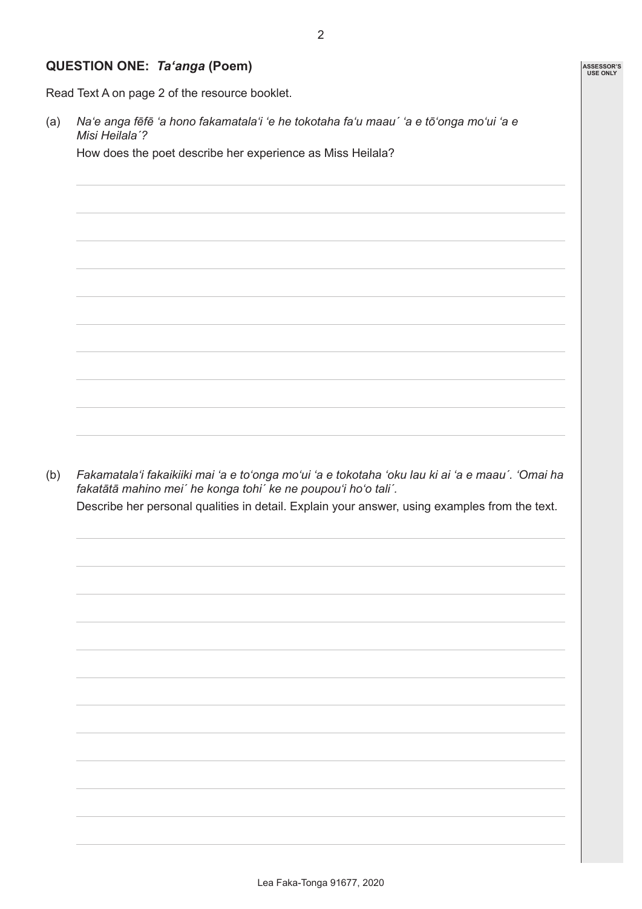## QUESTION ONE: *Ta'anga* (Poem)

Read Text A on page 2 of the resource booklet.

(a) *Na'e anga fēfē 'a hono fakamatala'i 'e he tokotaha fa'u maau´ 'a e tō'onga mo'ui 'a e Misi Heilala´?*

How does the poet describe her experience as Miss Heilala?

(b) *Fakamatala'i fakaikiiki mai 'a e to'onga mo'ui 'a e tokotaha 'oku lau ki ai 'a e maau´. 'Omai ha fakatātā mahino mei´ he konga tohi´ ke ne poupou'i ho'o tali´.*

Describe her personal qualities in detail. Explain your answer, using examples from the text.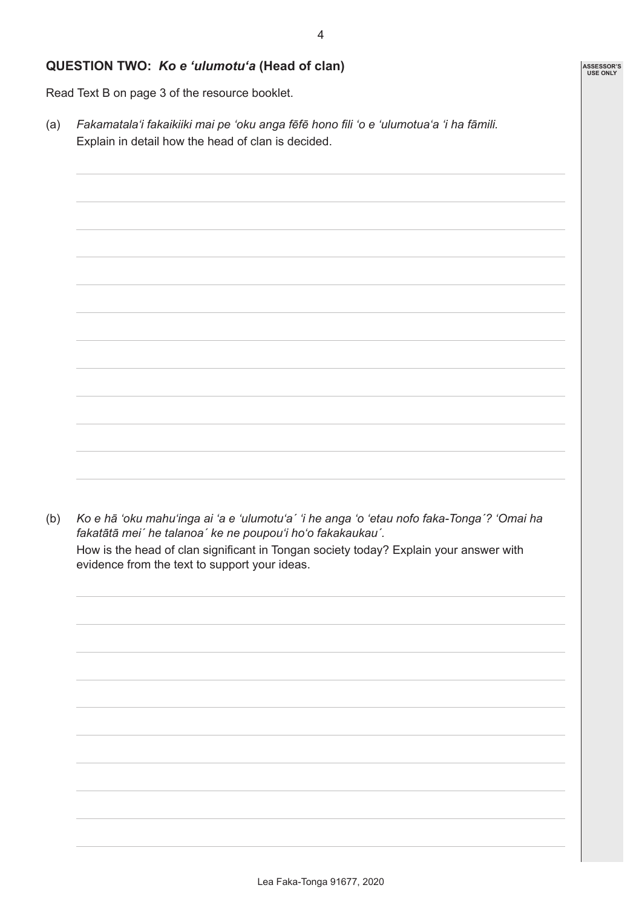## QUESTION TWO: *Ko e ʻulumotuʻa* (Head of clan)

Read Text B on page 3 of the resource booklet.

(a) *Fakamatalaʻi fakaikiiki mai pe ʻoku anga fēfē hono fili ʻo e ʻulumotuaʻa ʻi ha fāmili.*
Explain in detail how the head of clan is decided.

(b) *Ko e hā ʻoku mahuʻinga ai ʻa e ʻulumotuʻa´ ʻi he anga ʻo ʻetau nofo faka-Tonga´? ʻOmai ha fakatātā mei´ he talanoa´ ke ne poupouʻi hoʻo fakakaukau´.*
How is the head of clan significant in Tongan society today? Explain your answer with evidence from the text to support your ideas.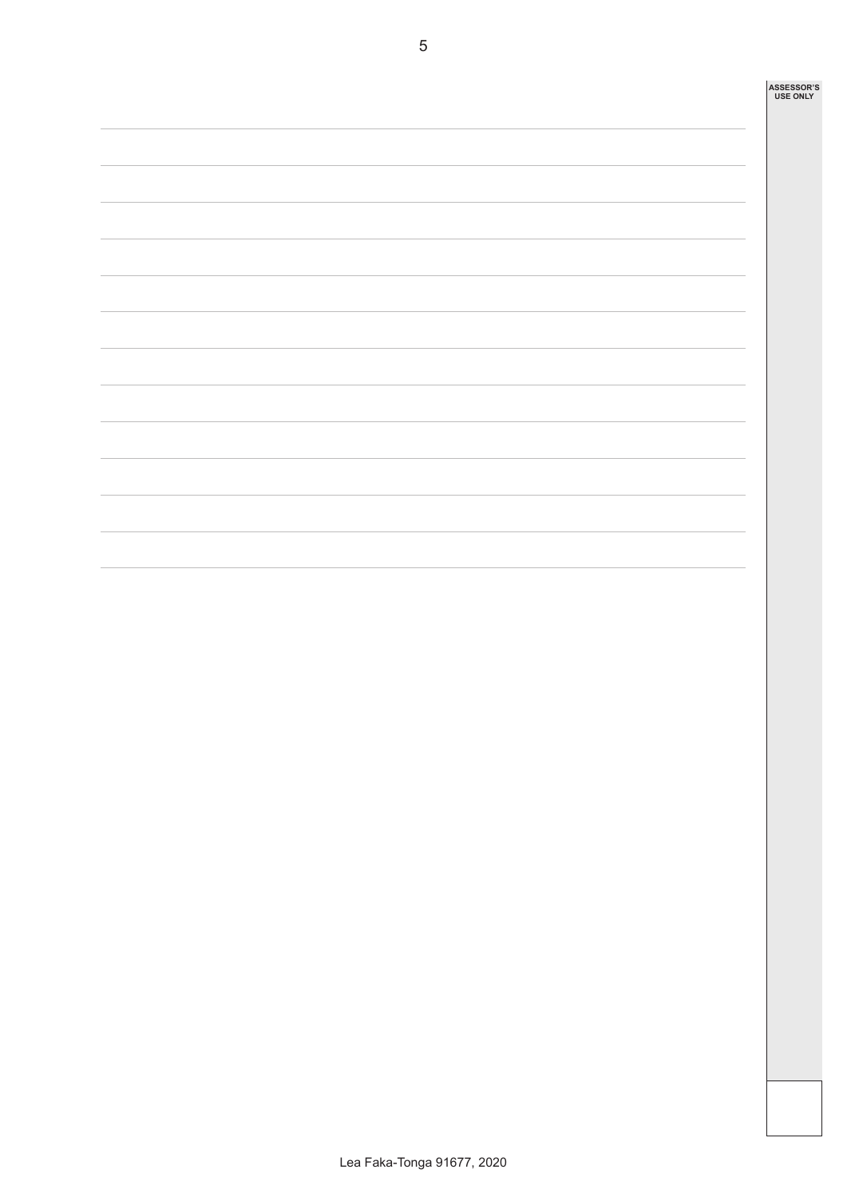ASSESSOR'S USE ONLY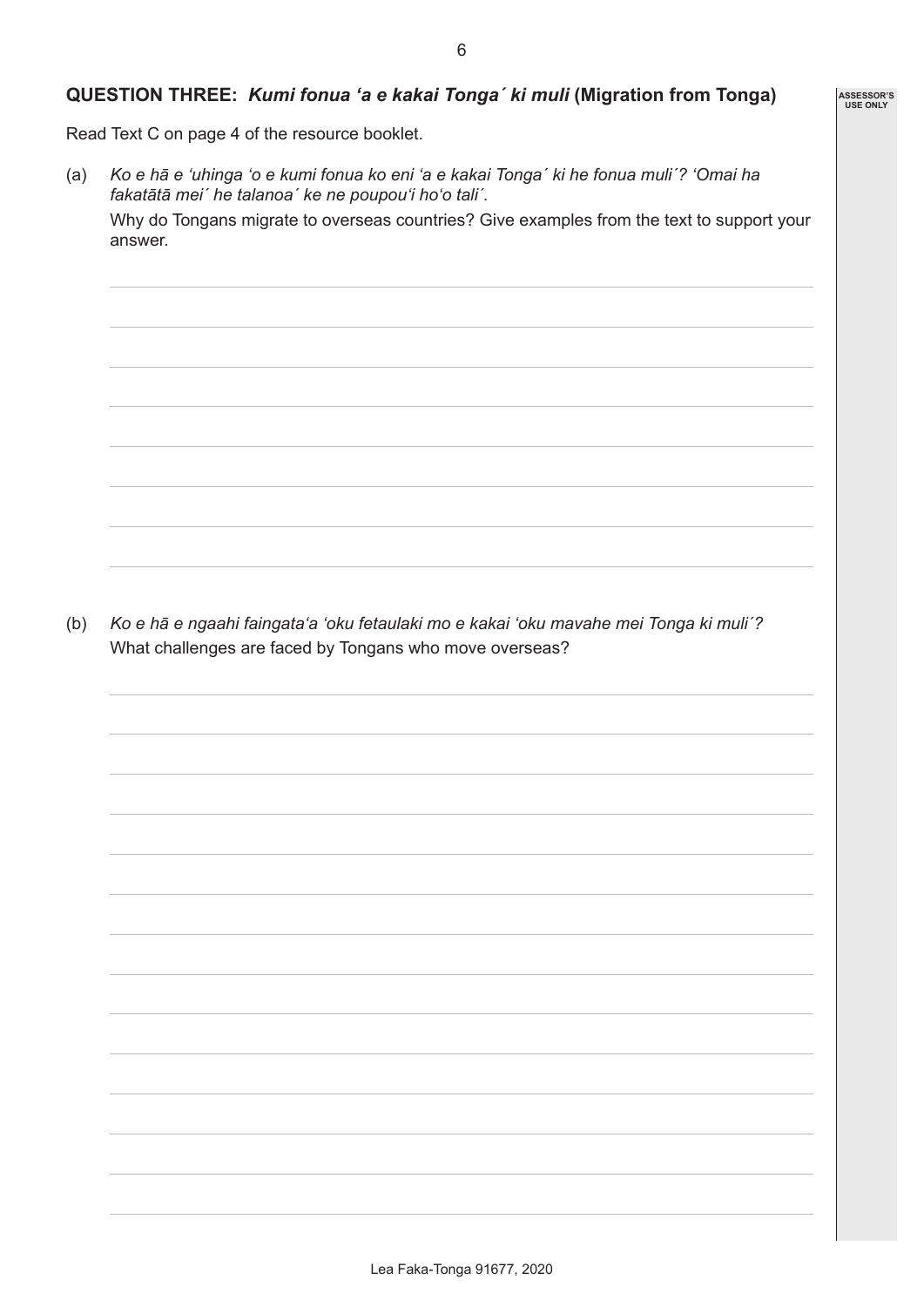## QUESTION THREE: *Kumi fonua ʻa e kakai Tonga´ ki muli* (Migration from Tonga)

Read Text C on page 4 of the resource booklet.

(a) *Ko e hā e ʻuhinga ʻo e kumi fonua ko eni ʻa e kakai Tonga´ ki he fonua muli´? ʻOmai ha fakatātā mei´ he talanoa´ ke ne poupouʻi hoʻo tali´.*

Why do Tongans migrate to overseas countries? Give examples from the text to support your answer.

(b) *Ko e hā e ngaahi faingataʻa ʻoku fetaulaki mo e kakai ʻoku mavahe mei Tonga ki muli´?*

What challenges are faced by Tongans who move overseas?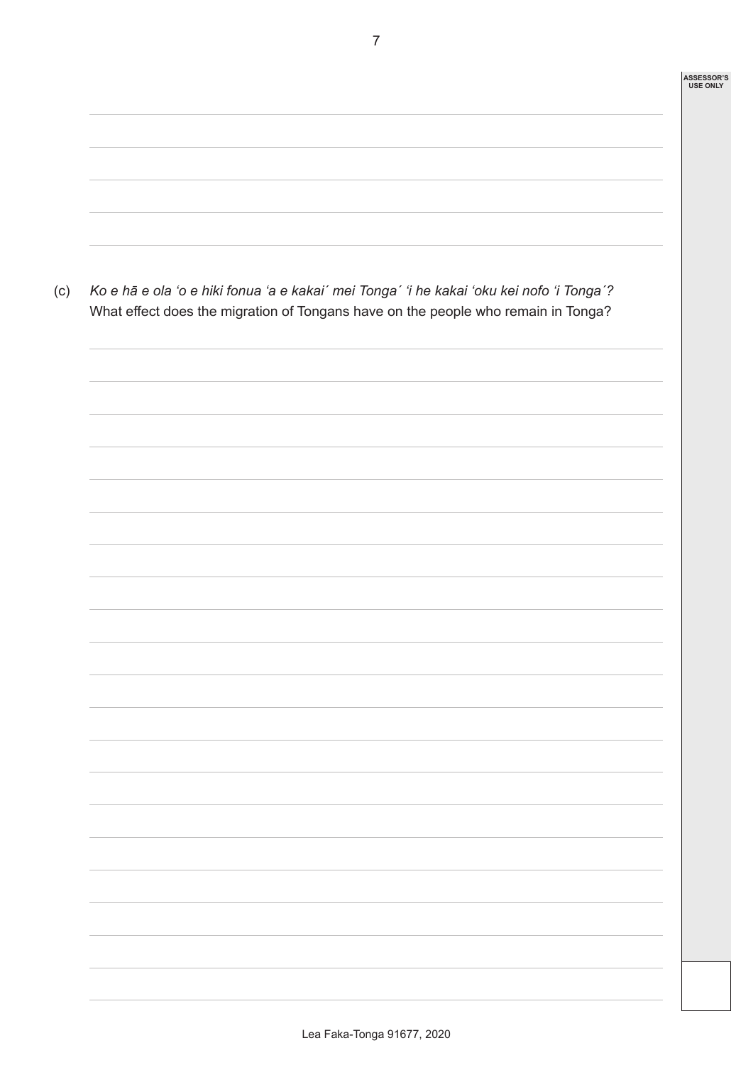(c) *Ko e hā e ola ʻo e hiki fonua ʻa e kakai´ mei Tonga´ ʻi he kakai ʻoku kei nofo ʻi Tonga´?*
What effect does the migration of Tongans have on the people who remain in Tonga?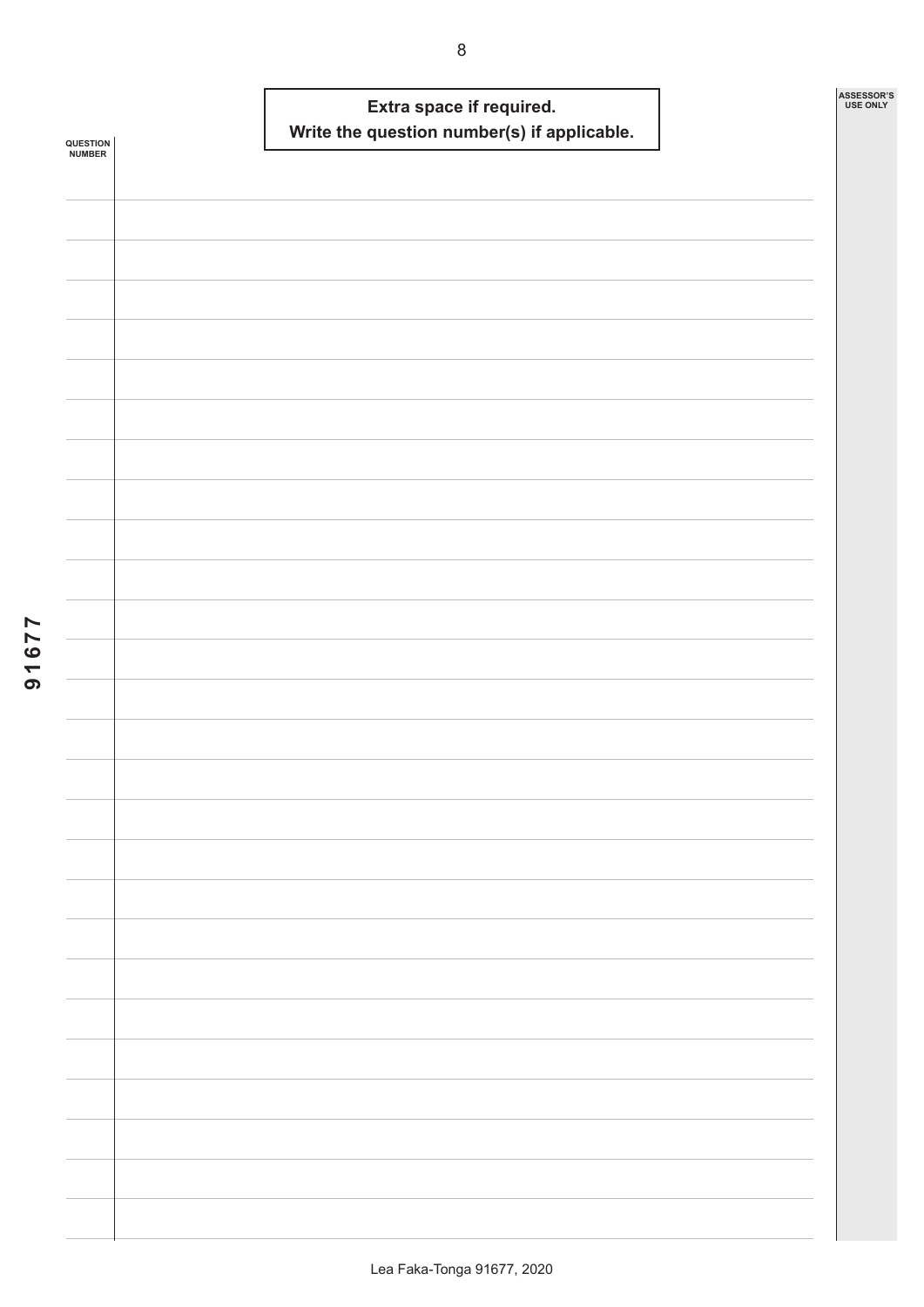**Extra space if required.**
**Write the question number(s) if applicable.**

QUESTION NUMBER

ASSESSOR'S USE ONLY